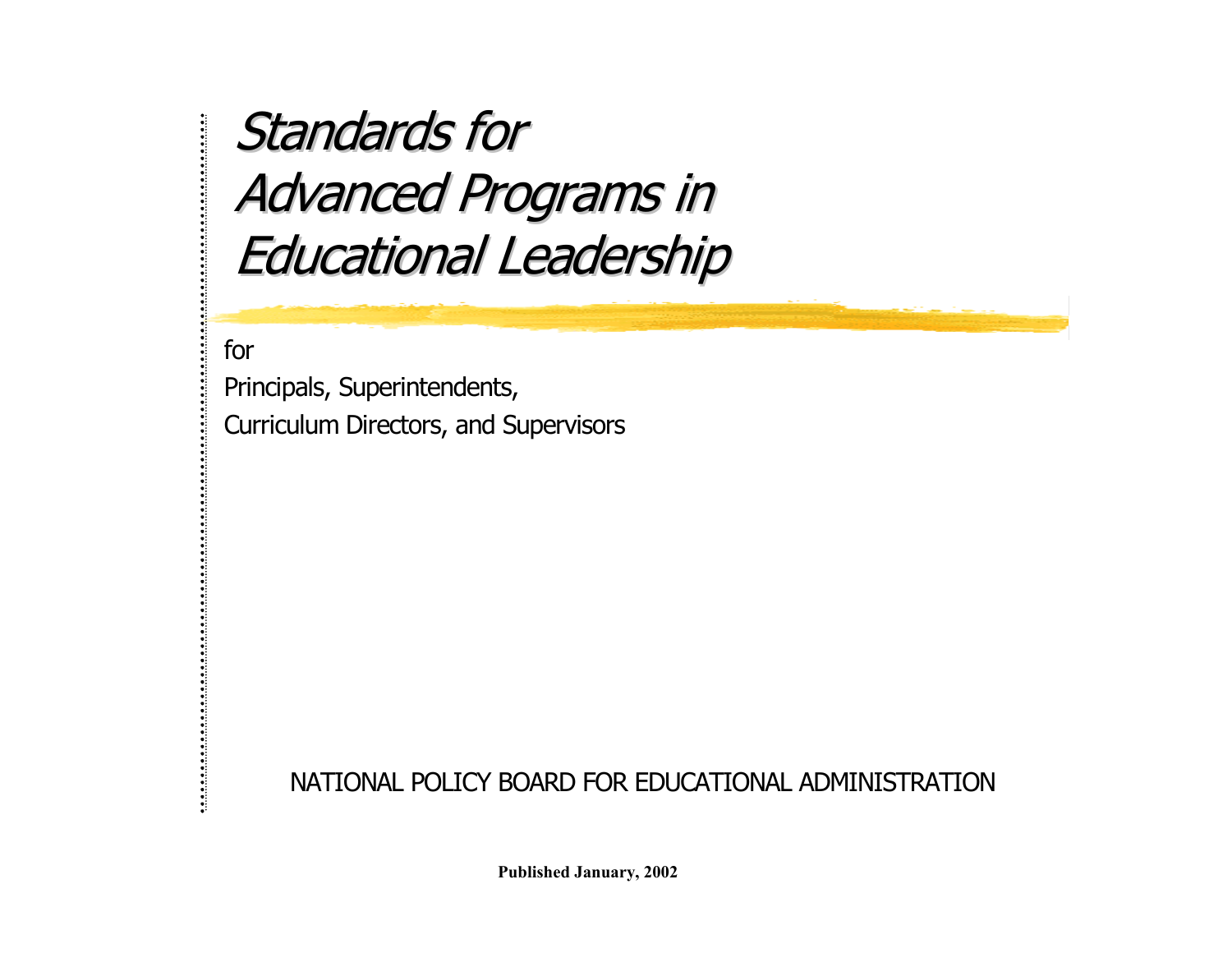# *Standards for Advanced Programs in Educational Leadership*

for

Principals, Superintendents,

Curriculum Directors, and Supervisors

NATIONAL POLICY BOARD FOR EDUCATIONAL ADMINISTRATION

**Published January, 2002**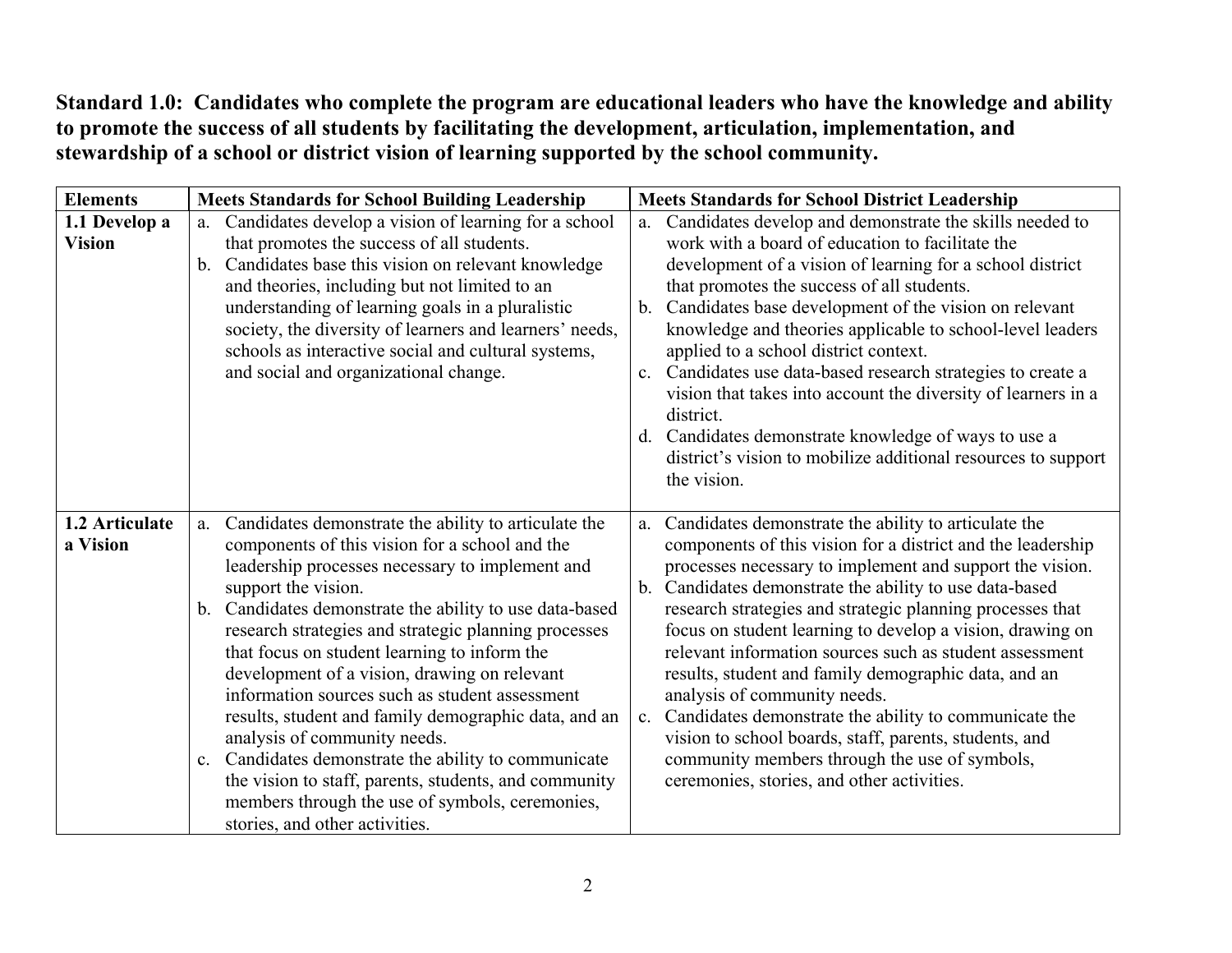**Standard 1.0: Candidates who complete the program are educational leaders who have the knowledge and ability to promote the success of all students by facilitating the development, articulation, implementation, and stewardship of a school or district vision of learning supported by the school community.**

| Elements | Meets Standards for School Building Leadership | Meets Standards for School District Leadership |
|---|---|---|
| **1.1 Develop a Vision** | a. Candidates develop a vision of learning for a school that promotes the success of all students.<br>b. Candidates base this vision on relevant knowledge and theories, including but not limited to an understanding of learning goals in a pluralistic society, the diversity of learners and learners' needs, schools as interactive social and cultural systems, and social and organizational change. | a. Candidates develop and demonstrate the skills needed to work with a board of education to facilitate the development of a vision of learning for a school district that promotes the success of all students.<br>b. Candidates base development of the vision on relevant knowledge and theories applicable to school-level leaders applied to a school district context.<br>c. Candidates use data-based research strategies to create a vision that takes into account the diversity of learners in a district.<br>d. Candidates demonstrate knowledge of ways to use a district's vision to mobilize additional resources to support the vision. |
| **1.2 Articulate a Vision** | a. Candidates demonstrate the ability to articulate the components of this vision for a school and the leadership processes necessary to implement and support the vision.<br>b. Candidates demonstrate the ability to use data-based research strategies and strategic planning processes that focus on student learning to inform the development of a vision, drawing on relevant information sources such as student assessment results, student and family demographic data, and an analysis of community needs.<br>c. Candidates demonstrate the ability to communicate the vision to staff, parents, students, and community members through the use of symbols, ceremonies, stories, and other activities. | a. Candidates demonstrate the ability to articulate the components of this vision for a district and the leadership processes necessary to implement and support the vision.<br>b. Candidates demonstrate the ability to use data-based research strategies and strategic planning processes that focus on student learning to develop a vision, drawing on relevant information sources such as student assessment results, student and family demographic data, and an analysis of community needs.<br>c. Candidates demonstrate the ability to communicate the vision to school boards, staff, parents, students, and community members through the use of symbols, ceremonies, stories, and other activities. |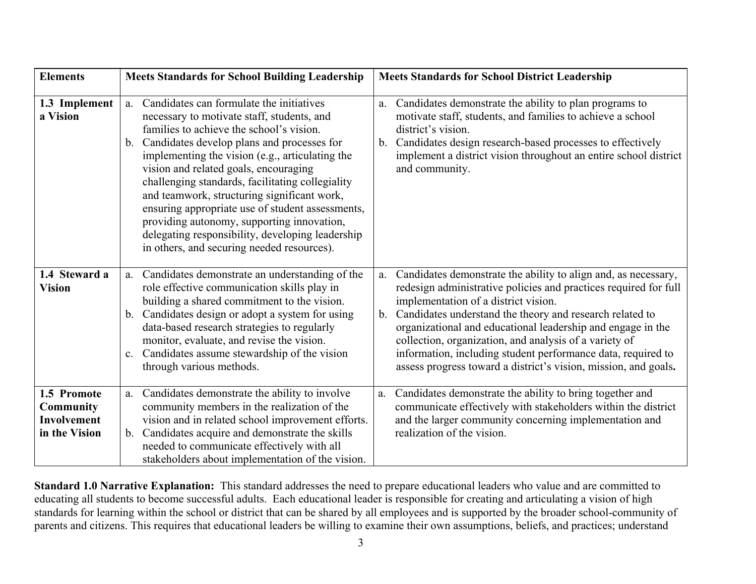| Elements | Meets Standards for School Building Leadership | Meets Standards for School District Leadership |
|---|---|---|
| **1.3 Implement a Vision** | a. Candidates can formulate the initiatives necessary to motivate staff, students, and families to achieve the school's vision.<br>b. Candidates develop plans and processes for implementing the vision (e.g., articulating the vision and related goals, encouraging challenging standards, facilitating collegiality and teamwork, structuring significant work, ensuring appropriate use of student assessments, providing autonomy, supporting innovation, delegating responsibility, developing leadership in others, and securing needed resources). | a. Candidates demonstrate the ability to plan programs to motivate staff, students, and families to achieve a school district's vision.<br>b. Candidates design research-based processes to effectively implement a district vision throughout an entire school district and community. |
| **1.4 Steward a Vision** | a. Candidates demonstrate an understanding of the role effective communication skills play in building a shared commitment to the vision.<br>b. Candidates design or adopt a system for using data-based research strategies to regularly monitor, evaluate, and revise the vision.<br>c. Candidates assume stewardship of the vision through various methods. | a. Candidates demonstrate the ability to align and, as necessary, redesign administrative policies and practices required for full implementation of a district vision.<br>b. Candidates understand the theory and research related to organizational and educational leadership and engage in the collection, organization, and analysis of a variety of information, including student performance data, required to assess progress toward a district's vision, mission, and goals. |
| **1.5 Promote Community Involvement in the Vision** | a. Candidates demonstrate the ability to involve community members in the realization of the vision and in related school improvement efforts.<br>b. Candidates acquire and demonstrate the skills needed to communicate effectively with all stakeholders about implementation of the vision. | a. Candidates demonstrate the ability to bring together and communicate effectively with stakeholders within the district and the larger community concerning implementation and realization of the vision. |

**Standard 1.0 Narrative Explanation:** This standard addresses the need to prepare educational leaders who value and are committed to educating all students to become successful adults. Each educational leader is responsible for creating and articulating a vision of high standards for learning within the school or district that can be shared by all employees and is supported by the broader school-community of parents and citizens. This requires that educational leaders be willing to examine their own assumptions, beliefs, and practices; understand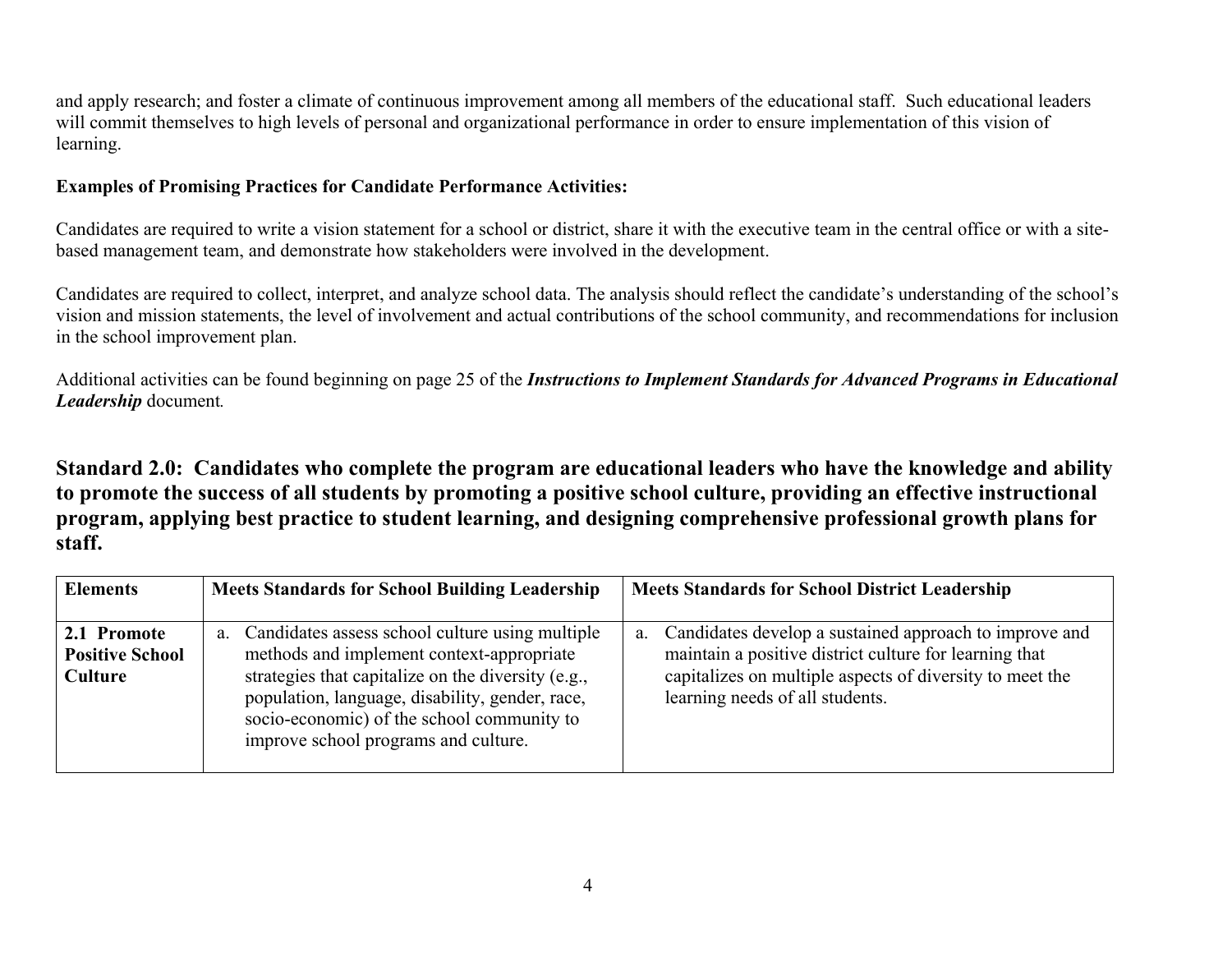and apply research; and foster a climate of continuous improvement among all members of the educational staff. Such educational leaders will commit themselves to high levels of personal and organizational performance in order to ensure implementation of this vision of learning.

**Examples of Promising Practices for Candidate Performance Activities:**

Candidates are required to write a vision statement for a school or district, share it with the executive team in the central office or with a site-based management team, and demonstrate how stakeholders were involved in the development.

Candidates are required to collect, interpret, and analyze school data. The analysis should reflect the candidate's understanding of the school's vision and mission statements, the level of involvement and actual contributions of the school community, and recommendations for inclusion in the school improvement plan.

Additional activities can be found beginning on page 25 of the ***Instructions to Implement Standards for Advanced Programs in Educational Leadership*** document.

## Standard 2.0: Candidates who complete the program are educational leaders who have the knowledge and ability to promote the success of all students by promoting a positive school culture, providing an effective instructional program, applying best practice to student learning, and designing comprehensive professional growth plans for staff.

| Elements | Meets Standards for School Building Leadership | Meets Standards for School District Leadership |
|---|---|---|
| **2.1 Promote Positive School Culture** | a. Candidates assess school culture using multiple methods and implement context-appropriate strategies that capitalize on the diversity (e.g., population, language, disability, gender, race, socio-economic) of the school community to improve school programs and culture. | a. Candidates develop a sustained approach to improve and maintain a positive district culture for learning that capitalizes on multiple aspects of diversity to meet the learning needs of all students. |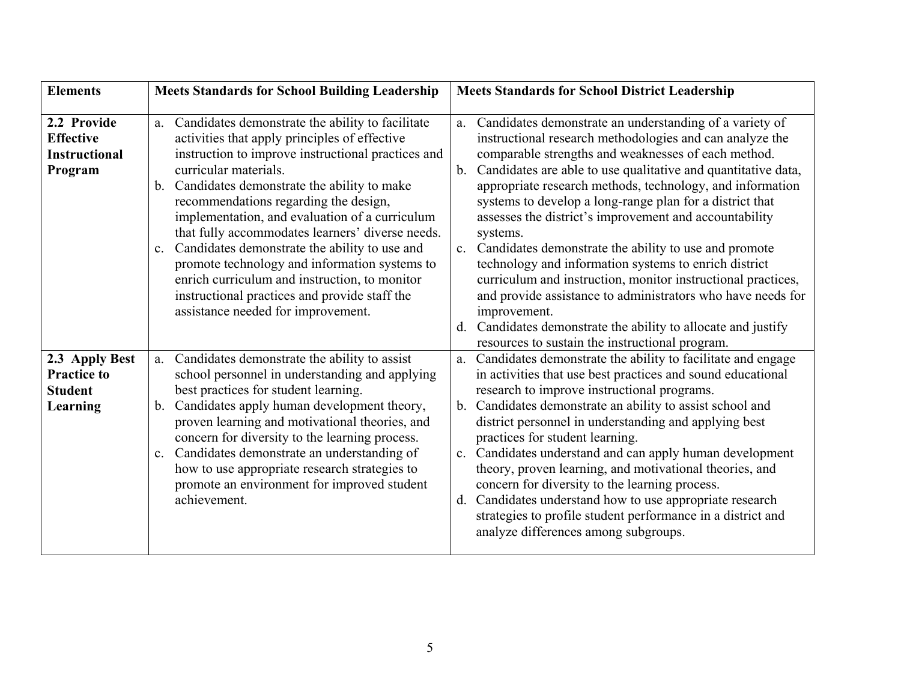| Elements | Meets Standards for School Building Leadership | Meets Standards for School District Leadership |
|---|---|---|
| **2.2 Provide Effective Instructional Program** | a. Candidates demonstrate the ability to facilitate activities that apply principles of effective instruction to improve instructional practices and curricular materials.<br>b. Candidates demonstrate the ability to make recommendations regarding the design, implementation, and evaluation of a curriculum that fully accommodates learners' diverse needs.<br>c. Candidates demonstrate the ability to use and promote technology and information systems to enrich curriculum and instruction, to monitor instructional practices and provide staff the assistance needed for improvement. | a. Candidates demonstrate an understanding of a variety of instructional research methodologies and can analyze the comparable strengths and weaknesses of each method.<br>b. Candidates are able to use qualitative and quantitative data, appropriate research methods, technology, and information systems to develop a long-range plan for a district that assesses the district's improvement and accountability systems.<br>c. Candidates demonstrate the ability to use and promote technology and information systems to enrich district curriculum and instruction, monitor instructional practices, and provide assistance to administrators who have needs for improvement.<br>d. Candidates demonstrate the ability to allocate and justify resources to sustain the instructional program. |
| **2.3 Apply Best Practice to Student Learning** | a. Candidates demonstrate the ability to assist school personnel in understanding and applying best practices for student learning.<br>b. Candidates apply human development theory, proven learning and motivational theories, and concern for diversity to the learning process.<br>c. Candidates demonstrate an understanding of how to use appropriate research strategies to promote an environment for improved student achievement. | a. Candidates demonstrate the ability to facilitate and engage in activities that use best practices and sound educational research to improve instructional programs.<br>b. Candidates demonstrate an ability to assist school and district personnel in understanding and applying best practices for student learning.<br>c. Candidates understand and can apply human development theory, proven learning, and motivational theories, and concern for diversity to the learning process.<br>d. Candidates understand how to use appropriate research strategies to profile student performance in a district and analyze differences among subgroups. |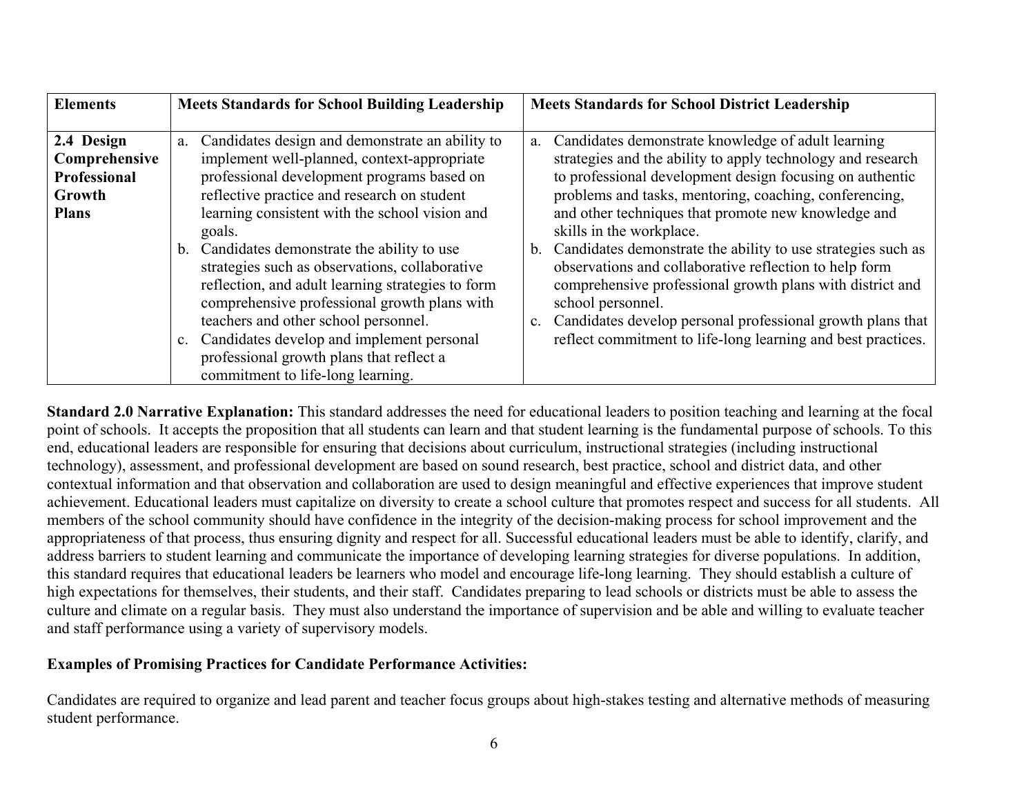| Elements | Meets Standards for School Building Leadership | Meets Standards for School District Leadership |
|---|---|---|
| **2.4 Design Comprehensive Professional Growth Plans** | a. Candidates design and demonstrate an ability to implement well-planned, context-appropriate professional development programs based on reflective practice and research on student learning consistent with the school vision and goals.<br>b. Candidates demonstrate the ability to use strategies such as observations, collaborative reflection, and adult learning strategies to form comprehensive professional growth plans with teachers and other school personnel.<br>c. Candidates develop and implement personal professional growth plans that reflect a commitment to life-long learning. | a. Candidates demonstrate knowledge of adult learning strategies and the ability to apply technology and research to professional development design focusing on authentic problems and tasks, mentoring, coaching, conferencing, and other techniques that promote new knowledge and skills in the workplace.<br>b. Candidates demonstrate the ability to use strategies such as observations and collaborative reflection to help form comprehensive professional growth plans with district and school personnel.<br>c. Candidates develop personal professional growth plans that reflect commitment to life-long learning and best practices. |

**Standard 2.0 Narrative Explanation:** This standard addresses the need for educational leaders to position teaching and learning at the focal point of schools. It accepts the proposition that all students can learn and that student learning is the fundamental purpose of schools. To this end, educational leaders are responsible for ensuring that decisions about curriculum, instructional strategies (including instructional technology), assessment, and professional development are based on sound research, best practice, school and district data, and other contextual information and that observation and collaboration are used to design meaningful and effective experiences that improve student achievement. Educational leaders must capitalize on diversity to create a school culture that promotes respect and success for all students. All members of the school community should have confidence in the integrity of the decision-making process for school improvement and the appropriateness of that process, thus ensuring dignity and respect for all. Successful educational leaders must be able to identify, clarify, and address barriers to student learning and communicate the importance of developing learning strategies for diverse populations. In addition, this standard requires that educational leaders be learners who model and encourage life-long learning. They should establish a culture of high expectations for themselves, their students, and their staff. Candidates preparing to lead schools or districts must be able to assess the culture and climate on a regular basis. They must also understand the importance of supervision and be able and willing to evaluate teacher and staff performance using a variety of supervisory models.

**Examples of Promising Practices for Candidate Performance Activities:**

Candidates are required to organize and lead parent and teacher focus groups about high-stakes testing and alternative methods of measuring student performance.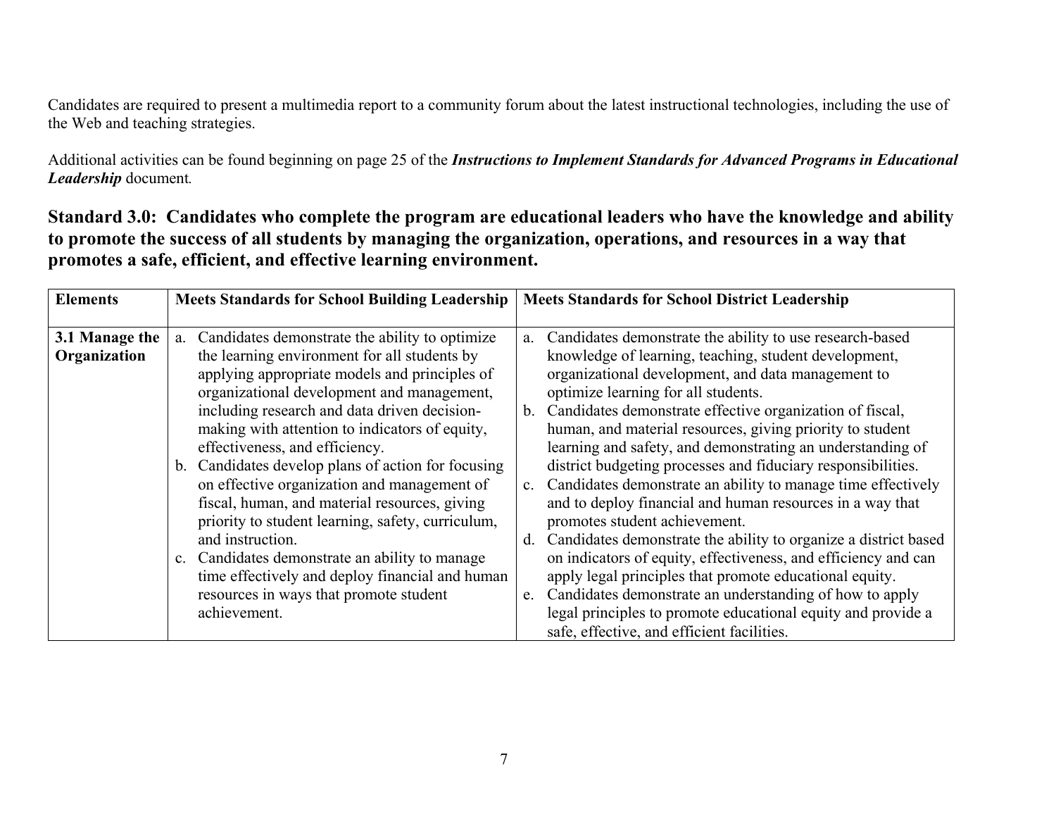Candidates are required to present a multimedia report to a community forum about the latest instructional technologies, including the use of the Web and teaching strategies.

Additional activities can be found beginning on page 25 of the ***Instructions to Implement Standards for Advanced Programs in Educational Leadership*** document.

## Standard 3.0: Candidates who complete the program are educational leaders who have the knowledge and ability to promote the success of all students by managing the organization, operations, and resources in a way that promotes a safe, efficient, and effective learning environment.

| Elements | Meets Standards for School Building Leadership | Meets Standards for School District Leadership |
|---|---|---|
| **3.1 Manage the Organization** | a. Candidates demonstrate the ability to optimize the learning environment for all students by applying appropriate models and principles of organizational development and management, including research and data driven decision-making with attention to indicators of equity, effectiveness, and efficiency.<br>b. Candidates develop plans of action for focusing on effective organization and management of fiscal, human, and material resources, giving priority to student learning, safety, curriculum, and instruction.<br>c. Candidates demonstrate an ability to manage time effectively and deploy financial and human resources in ways that promote student achievement. | a. Candidates demonstrate the ability to use research-based knowledge of learning, teaching, student development, organizational development, and data management to optimize learning for all students.<br>b. Candidates demonstrate effective organization of fiscal, human, and material resources, giving priority to student learning and safety, and demonstrating an understanding of district budgeting processes and fiduciary responsibilities.<br>c. Candidates demonstrate an ability to manage time effectively and to deploy financial and human resources in a way that promotes student achievement.<br>d. Candidates demonstrate the ability to organize a district based on indicators of equity, effectiveness, and efficiency and can apply legal principles that promote educational equity.<br>e. Candidates demonstrate an understanding of how to apply legal principles to promote educational equity and provide a safe, effective, and efficient facilities. |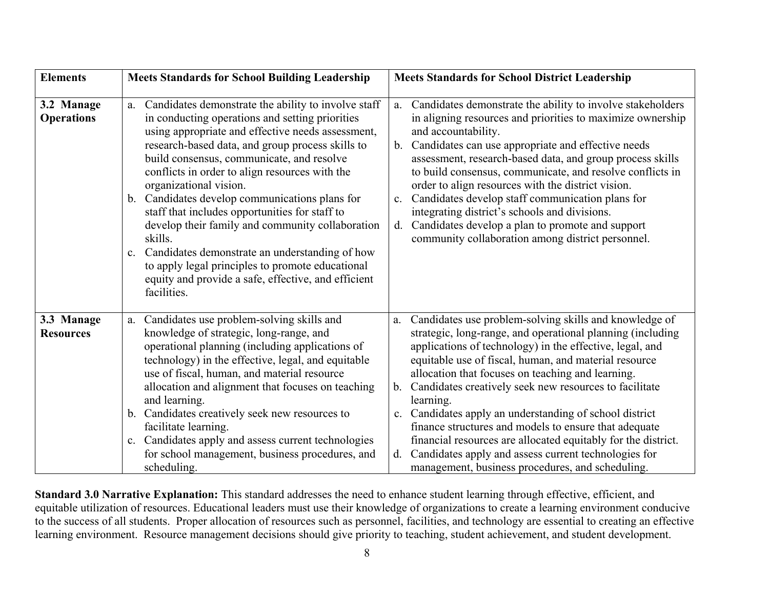| Elements | Meets Standards for School Building Leadership | Meets Standards for School District Leadership |
|---|---|---|
| **3.2 Manage Operations** | a. Candidates demonstrate the ability to involve staff in conducting operations and setting priorities using appropriate and effective needs assessment, research-based data, and group process skills to build consensus, communicate, and resolve conflicts in order to align resources with the organizational vision.<br>b. Candidates develop communications plans for staff that includes opportunities for staff to develop their family and community collaboration skills.<br>c. Candidates demonstrate an understanding of how to apply legal principles to promote educational equity and provide a safe, effective, and efficient facilities. | a. Candidates demonstrate the ability to involve stakeholders in aligning resources and priorities to maximize ownership and accountability.<br>b. Candidates can use appropriate and effective needs assessment, research-based data, and group process skills to build consensus, communicate, and resolve conflicts in order to align resources with the district vision.<br>c. Candidates develop staff communication plans for integrating district's schools and divisions.<br>d. Candidates develop a plan to promote and support community collaboration among district personnel. |
| **3.3 Manage Resources** | a. Candidates use problem-solving skills and knowledge of strategic, long-range, and operational planning (including applications of technology) in the effective, legal, and equitable use of fiscal, human, and material resource allocation and alignment that focuses on teaching and learning.<br>b. Candidates creatively seek new resources to facilitate learning.<br>c. Candidates apply and assess current technologies for school management, business procedures, and scheduling. | a. Candidates use problem-solving skills and knowledge of strategic, long-range, and operational planning (including applications of technology) in the effective, legal, and equitable use of fiscal, human, and material resource allocation that focuses on teaching and learning.<br>b. Candidates creatively seek new resources to facilitate learning.<br>c. Candidates apply an understanding of school district finance structures and models to ensure that adequate financial resources are allocated equitably for the district.<br>d. Candidates apply and assess current technologies for management, business procedures, and scheduling. |

**Standard 3.0 Narrative Explanation:** This standard addresses the need to enhance student learning through effective, efficient, and equitable utilization of resources. Educational leaders must use their knowledge of organizations to create a learning environment conducive to the success of all students. Proper allocation of resources such as personnel, facilities, and technology are essential to creating an effective learning environment. Resource management decisions should give priority to teaching, student achievement, and student development.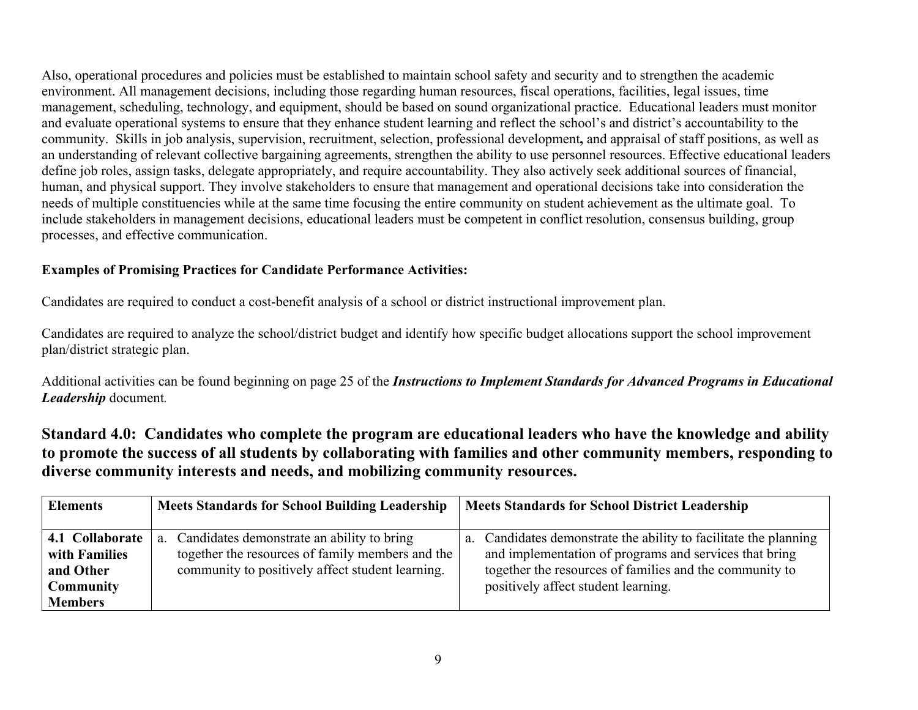Also, operational procedures and policies must be established to maintain school safety and security and to strengthen the academic environment. All management decisions, including those regarding human resources, fiscal operations, facilities, legal issues, time management, scheduling, technology, and equipment, should be based on sound organizational practice. Educational leaders must monitor and evaluate operational systems to ensure that they enhance student learning and reflect the school's and district's accountability to the community. Skills in job analysis, supervision, recruitment, selection, professional development**,** and appraisal of staff positions, as well as an understanding of relevant collective bargaining agreements, strengthen the ability to use personnel resources. Effective educational leaders define job roles, assign tasks, delegate appropriately, and require accountability. They also actively seek additional sources of financial, human, and physical support. They involve stakeholders to ensure that management and operational decisions take into consideration the needs of multiple constituencies while at the same time focusing the entire community on student achievement as the ultimate goal. To include stakeholders in management decisions, educational leaders must be competent in conflict resolution, consensus building, group processes, and effective communication.

**Examples of Promising Practices for Candidate Performance Activities:**

Candidates are required to conduct a cost-benefit analysis of a school or district instructional improvement plan.

Candidates are required to analyze the school/district budget and identify how specific budget allocations support the school improvement plan/district strategic plan.

Additional activities can be found beginning on page 25 of the ***Instructions to Implement Standards for Advanced Programs in Educational Leadership*** document*.*

## Standard 4.0: Candidates who complete the program are educational leaders who have the knowledge and ability to promote the success of all students by collaborating with families and other community members, responding to diverse community interests and needs, and mobilizing community resources.

| Elements | Meets Standards for School Building Leadership | Meets Standards for School District Leadership |
| --- | --- | --- |
| **4.1 Collaborate with Families and Other Community Members** | a. Candidates demonstrate an ability to bring together the resources of family members and the community to positively affect student learning. | a. Candidates demonstrate the ability to facilitate the planning and implementation of programs and services that bring together the resources of families and the community to positively affect student learning. |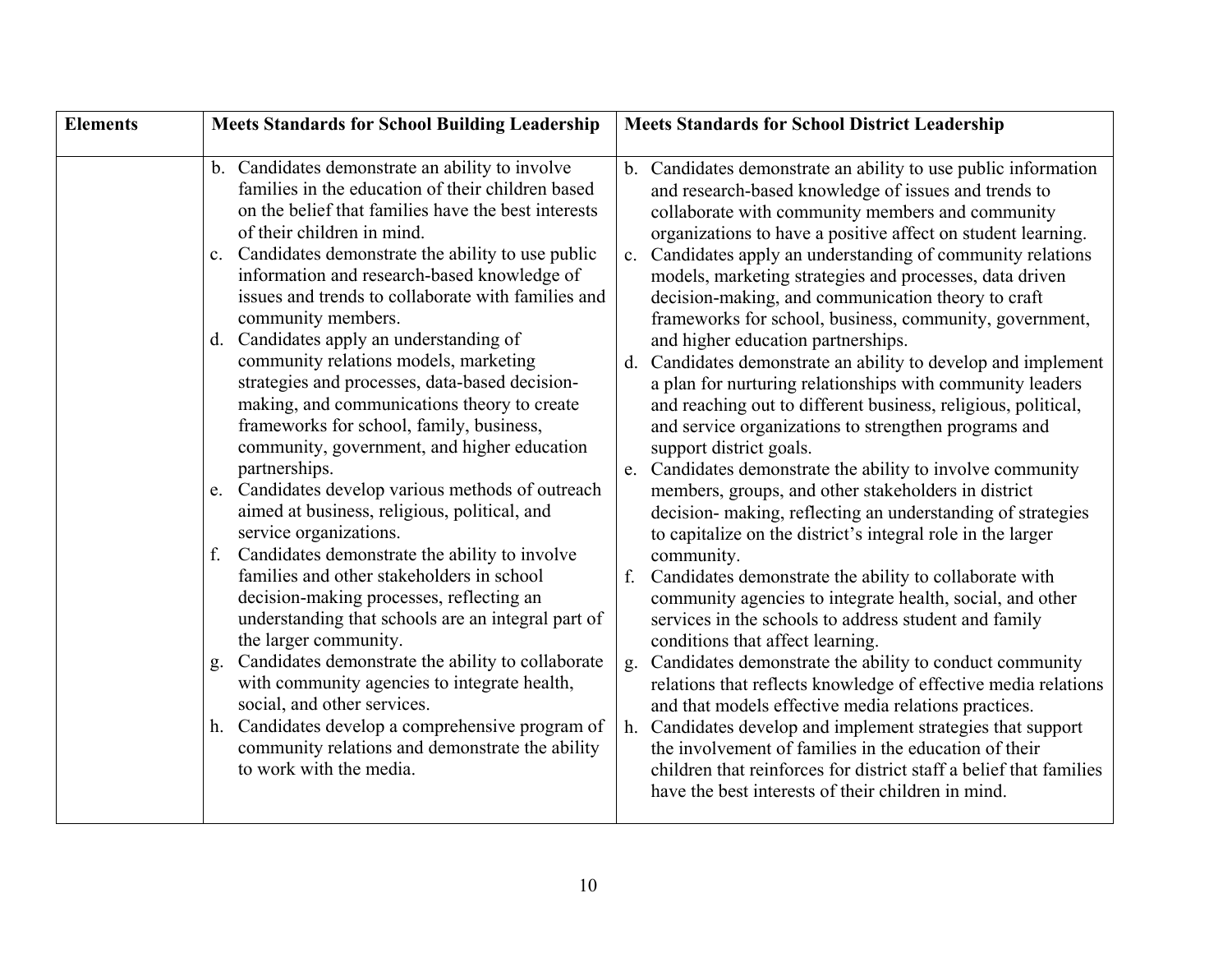| Elements | Meets Standards for School Building Leadership | Meets Standards for School District Leadership |
|---|---|---|
| | b. Candidates demonstrate an ability to involve families in the education of their children based on the belief that families have the best interests of their children in mind.<br>c. Candidates demonstrate the ability to use public information and research-based knowledge of issues and trends to collaborate with families and community members.<br>d. Candidates apply an understanding of community relations models, marketing strategies and processes, data-based decision-making, and communications theory to create frameworks for school, family, business, community, government, and higher education partnerships.<br>e. Candidates develop various methods of outreach aimed at business, religious, political, and service organizations.<br>f. Candidates demonstrate the ability to involve families and other stakeholders in school decision-making processes, reflecting an understanding that schools are an integral part of the larger community.<br>g. Candidates demonstrate the ability to collaborate with community agencies to integrate health, social, and other services.<br>h. Candidates develop a comprehensive program of community relations and demonstrate the ability to work with the media. | b. Candidates demonstrate an ability to use public information and research-based knowledge of issues and trends to collaborate with community members and community organizations to have a positive affect on student learning.<br>c. Candidates apply an understanding of community relations models, marketing strategies and processes, data driven decision-making, and communication theory to craft frameworks for school, business, community, government, and higher education partnerships.<br>d. Candidates demonstrate an ability to develop and implement a plan for nurturing relationships with community leaders and reaching out to different business, religious, political, and service organizations to strengthen programs and support district goals.<br>e. Candidates demonstrate the ability to involve community members, groups, and other stakeholders in district decision- making, reflecting an understanding of strategies to capitalize on the district's integral role in the larger community.<br>f. Candidates demonstrate the ability to collaborate with community agencies to integrate health, social, and other services in the schools to address student and family conditions that affect learning.<br>g. Candidates demonstrate the ability to conduct community relations that reflects knowledge of effective media relations and that models effective media relations practices.<br>h. Candidates develop and implement strategies that support the involvement of families in the education of their children that reinforces for district staff a belief that families have the best interests of their children in mind. |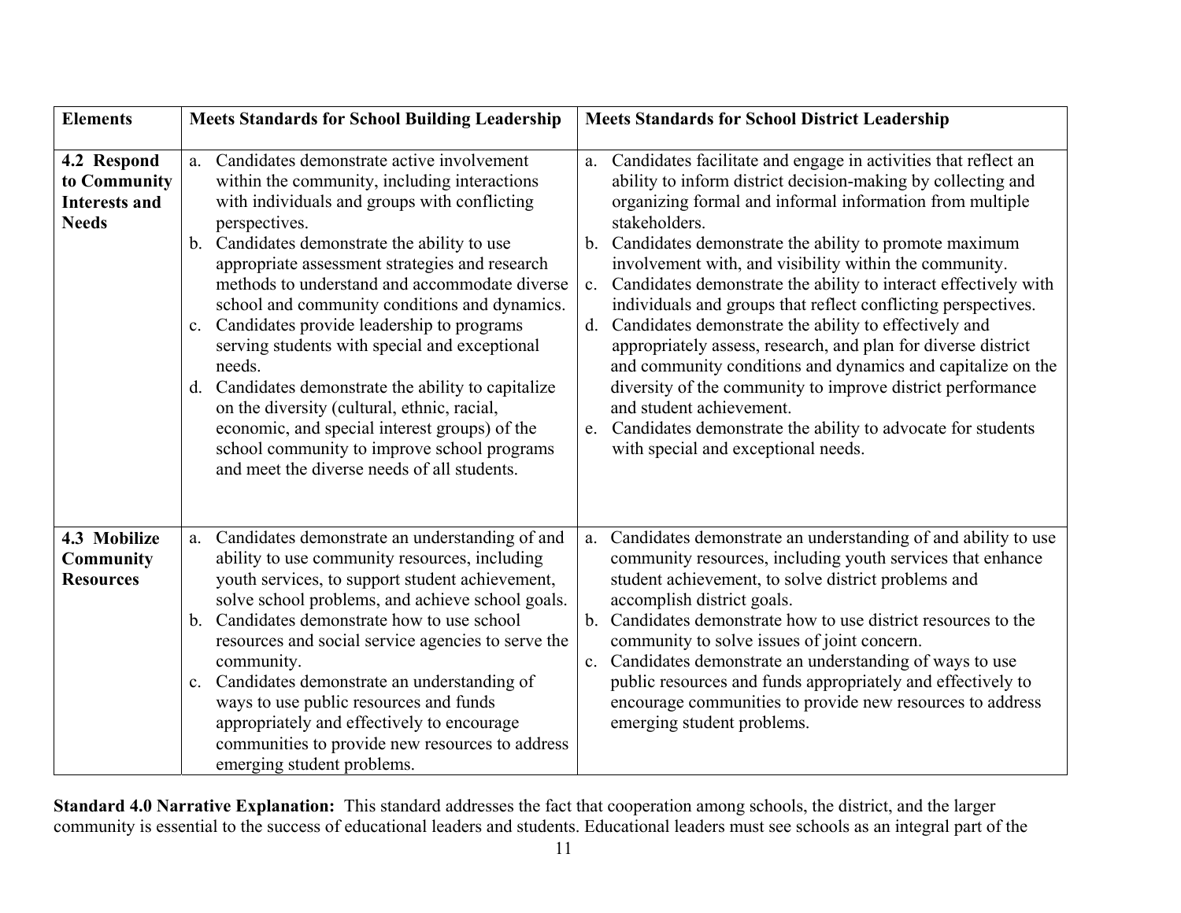| Elements | Meets Standards for School Building Leadership | Meets Standards for School District Leadership |
|---|---|---|
| **4.2 Respond to Community Interests and Needs** | a. Candidates demonstrate active involvement within the community, including interactions with individuals and groups with conflicting perspectives.<br>b. Candidates demonstrate the ability to use appropriate assessment strategies and research methods to understand and accommodate diverse school and community conditions and dynamics.<br>c. Candidates provide leadership to programs serving students with special and exceptional needs.<br>d. Candidates demonstrate the ability to capitalize on the diversity (cultural, ethnic, racial, economic, and special interest groups) of the school community to improve school programs and meet the diverse needs of all students. | a. Candidates facilitate and engage in activities that reflect an ability to inform district decision-making by collecting and organizing formal and informal information from multiple stakeholders.<br>b. Candidates demonstrate the ability to promote maximum involvement with, and visibility within the community.<br>c. Candidates demonstrate the ability to interact effectively with individuals and groups that reflect conflicting perspectives.<br>d. Candidates demonstrate the ability to effectively and appropriately assess, research, and plan for diverse district and community conditions and dynamics and capitalize on the diversity of the community to improve district performance and student achievement.<br>e. Candidates demonstrate the ability to advocate for students with special and exceptional needs. |
| **4.3 Mobilize Community Resources** | a. Candidates demonstrate an understanding of and ability to use community resources, including youth services, to support student achievement, solve school problems, and achieve school goals.<br>b. Candidates demonstrate how to use school resources and social service agencies to serve the community.<br>c. Candidates demonstrate an understanding of ways to use public resources and funds appropriately and effectively to encourage communities to provide new resources to address emerging student problems. | a. Candidates demonstrate an understanding of and ability to use community resources, including youth services that enhance student achievement, to solve district problems and accomplish district goals.<br>b. Candidates demonstrate how to use district resources to the community to solve issues of joint concern.<br>c. Candidates demonstrate an understanding of ways to use public resources and funds appropriately and effectively to encourage communities to provide new resources to address emerging student problems. |

**Standard 4.0 Narrative Explanation:** This standard addresses the fact that cooperation among schools, the district, and the larger community is essential to the success of educational leaders and students. Educational leaders must see schools as an integral part of the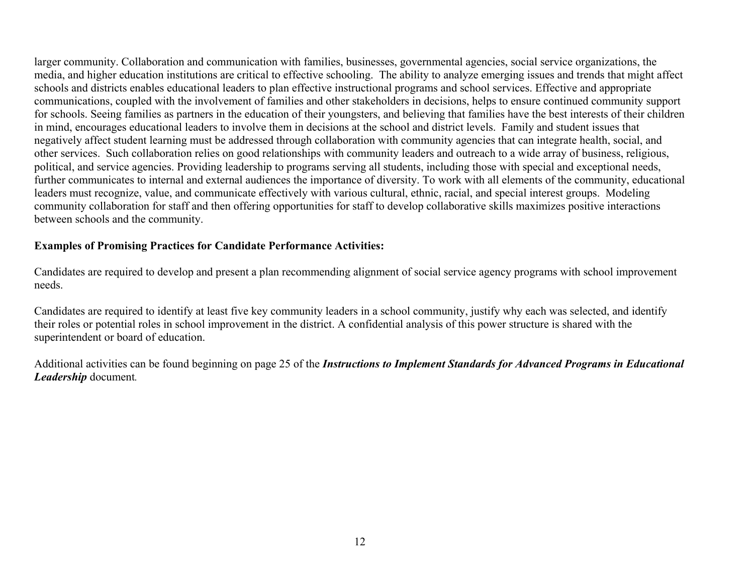larger community. Collaboration and communication with families, businesses, governmental agencies, social service organizations, the media, and higher education institutions are critical to effective schooling. The ability to analyze emerging issues and trends that might affect schools and districts enables educational leaders to plan effective instructional programs and school services. Effective and appropriate communications, coupled with the involvement of families and other stakeholders in decisions, helps to ensure continued community support for schools. Seeing families as partners in the education of their youngsters, and believing that families have the best interests of their children in mind, encourages educational leaders to involve them in decisions at the school and district levels. Family and student issues that negatively affect student learning must be addressed through collaboration with community agencies that can integrate health, social, and other services. Such collaboration relies on good relationships with community leaders and outreach to a wide array of business, religious, political, and service agencies. Providing leadership to programs serving all students, including those with special and exceptional needs, further communicates to internal and external audiences the importance of diversity. To work with all elements of the community, educational leaders must recognize, value, and communicate effectively with various cultural, ethnic, racial, and special interest groups. Modeling community collaboration for staff and then offering opportunities for staff to develop collaborative skills maximizes positive interactions between schools and the community.

**Examples of Promising Practices for Candidate Performance Activities:**

Candidates are required to develop and present a plan recommending alignment of social service agency programs with school improvement needs.

Candidates are required to identify at least five key community leaders in a school community, justify why each was selected, and identify their roles or potential roles in school improvement in the district. A confidential analysis of this power structure is shared with the superintendent or board of education.

Additional activities can be found beginning on page 25 of the ***Instructions to Implement Standards for Advanced Programs in Educational Leadership*** document.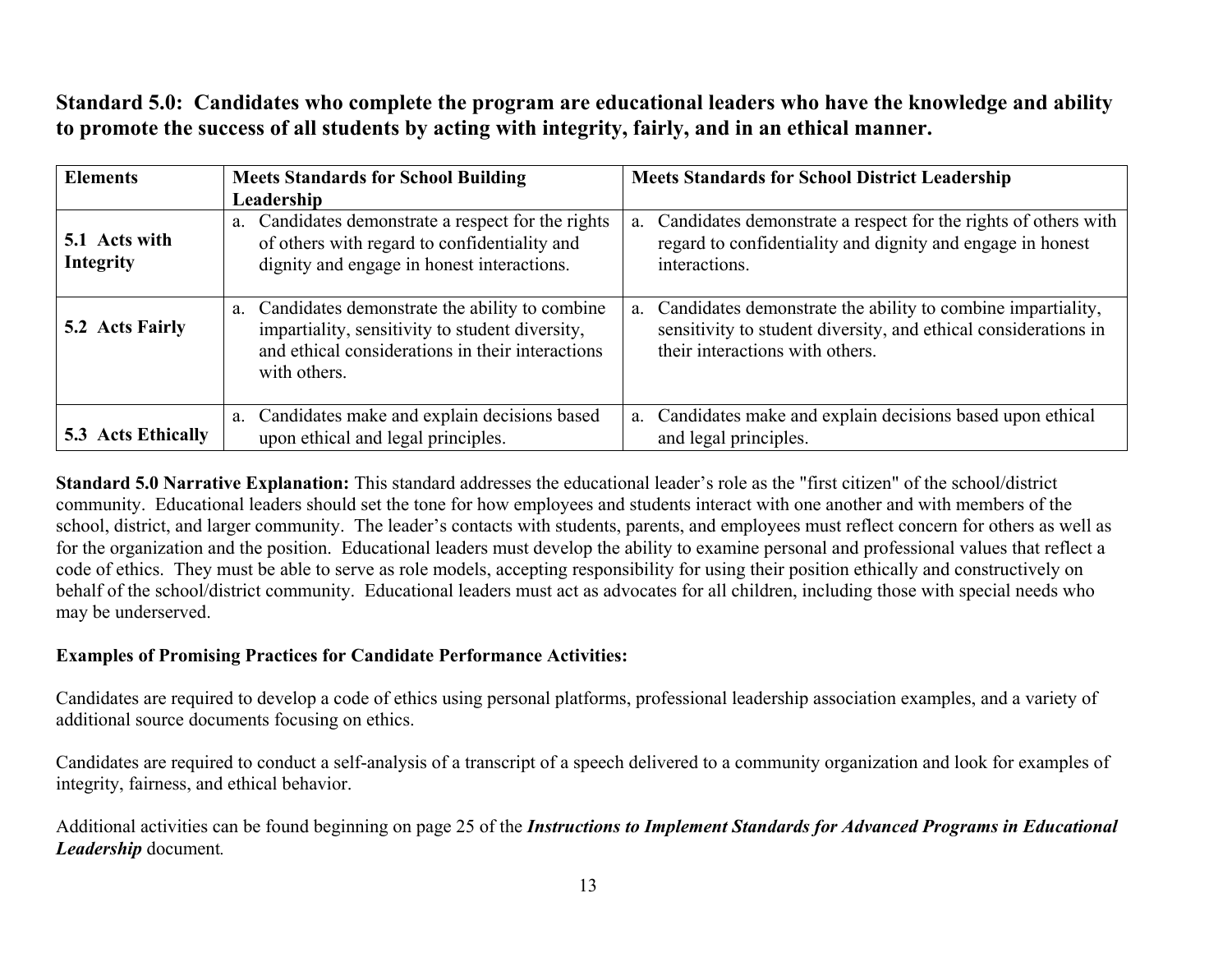**Standard 5.0: Candidates who complete the program are educational leaders who have the knowledge and ability to promote the success of all students by acting with integrity, fairly, and in an ethical manner.**

| Elements | Meets Standards for School Building Leadership | Meets Standards for School District Leadership |
|---|---|---|
| **5.1 Acts with Integrity** | a. Candidates demonstrate a respect for the rights of others with regard to confidentiality and dignity and engage in honest interactions. | a. Candidates demonstrate a respect for the rights of others with regard to confidentiality and dignity and engage in honest interactions. |
| **5.2 Acts Fairly** | a. Candidates demonstrate the ability to combine impartiality, sensitivity to student diversity, and ethical considerations in their interactions with others. | a. Candidates demonstrate the ability to combine impartiality, sensitivity to student diversity, and ethical considerations in their interactions with others. |
| **5.3 Acts Ethically** | a. Candidates make and explain decisions based upon ethical and legal principles. | a. Candidates make and explain decisions based upon ethical and legal principles. |

**Standard 5.0 Narrative Explanation:** This standard addresses the educational leader's role as the "first citizen" of the school/district community. Educational leaders should set the tone for how employees and students interact with one another and with members of the school, district, and larger community. The leader's contacts with students, parents, and employees must reflect concern for others as well as for the organization and the position. Educational leaders must develop the ability to examine personal and professional values that reflect a code of ethics. They must be able to serve as role models, accepting responsibility for using their position ethically and constructively on behalf of the school/district community. Educational leaders must act as advocates for all children, including those with special needs who may be underserved.

**Examples of Promising Practices for Candidate Performance Activities:**

Candidates are required to develop a code of ethics using personal platforms, professional leadership association examples, and a variety of additional source documents focusing on ethics.

Candidates are required to conduct a self-analysis of a transcript of a speech delivered to a community organization and look for examples of integrity, fairness, and ethical behavior.

Additional activities can be found beginning on page 25 of the ***Instructions to Implement Standards for Advanced Programs in Educational Leadership*** document.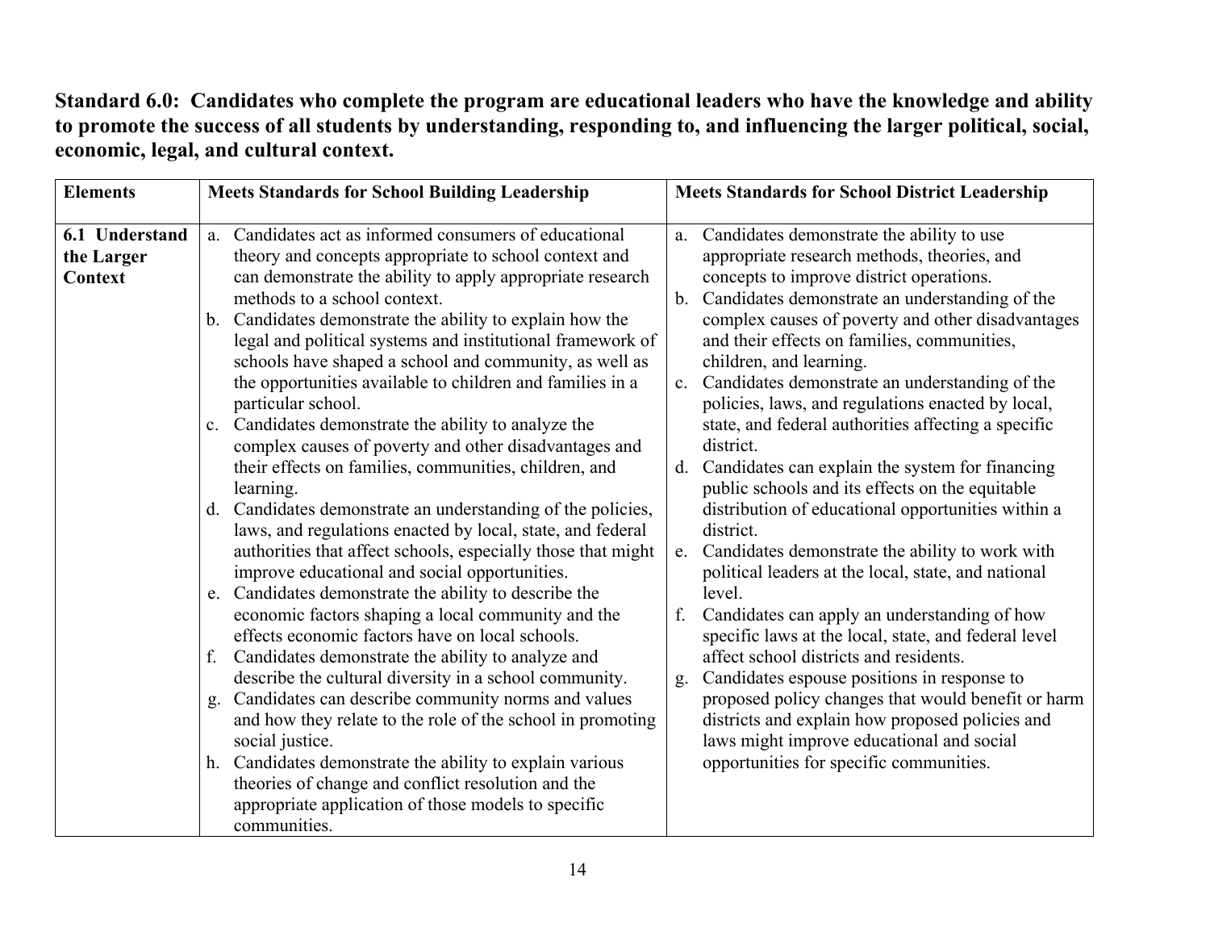**Standard 6.0: Candidates who complete the program are educational leaders who have the knowledge and ability to promote the success of all students by understanding, responding to, and influencing the larger political, social, economic, legal, and cultural context.**

| Elements | Meets Standards for School Building Leadership | Meets Standards for School District Leadership |
|---|---|---|
| **6.1 Understand the Larger Context** | a. Candidates act as informed consumers of educational theory and concepts appropriate to school context and can demonstrate the ability to apply appropriate research methods to a school context.<br>b. Candidates demonstrate the ability to explain how the legal and political systems and institutional framework of schools have shaped a school and community, as well as the opportunities available to children and families in a particular school.<br>c. Candidates demonstrate the ability to analyze the complex causes of poverty and other disadvantages and their effects on families, communities, children, and learning.<br>d. Candidates demonstrate an understanding of the policies, laws, and regulations enacted by local, state, and federal authorities that affect schools, especially those that might improve educational and social opportunities.<br>e. Candidates demonstrate the ability to describe the economic factors shaping a local community and the effects economic factors have on local schools.<br>f. Candidates demonstrate the ability to analyze and describe the cultural diversity in a school community.<br>g. Candidates can describe community norms and values and how they relate to the role of the school in promoting social justice.<br>h. Candidates demonstrate the ability to explain various theories of change and conflict resolution and the appropriate application of those models to specific communities. | a. Candidates demonstrate the ability to use appropriate research methods, theories, and concepts to improve district operations.<br>b. Candidates demonstrate an understanding of the complex causes of poverty and other disadvantages and their effects on families, communities, children, and learning.<br>c. Candidates demonstrate an understanding of the policies, laws, and regulations enacted by local, state, and federal authorities affecting a specific district.<br>d. Candidates can explain the system for financing public schools and its effects on the equitable distribution of educational opportunities within a district.<br>e. Candidates demonstrate the ability to work with political leaders at the local, state, and national level.<br>f. Candidates can apply an understanding of how specific laws at the local, state, and federal level affect school districts and residents.<br>g. Candidates espouse positions in response to proposed policy changes that would benefit or harm districts and explain how proposed policies and laws might improve educational and social opportunities for specific communities. |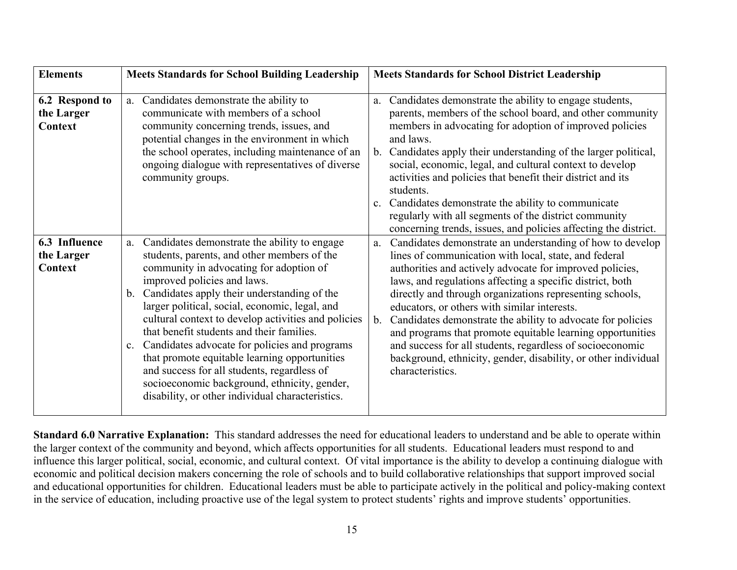| Elements | Meets Standards for School Building Leadership | Meets Standards for School District Leadership |
|---|---|---|
| **6.2 Respond to the Larger Context** | a. Candidates demonstrate the ability to communicate with members of a school community concerning trends, issues, and potential changes in the environment in which the school operates, including maintenance of an ongoing dialogue with representatives of diverse community groups. | a. Candidates demonstrate the ability to engage students, parents, members of the school board, and other community members in advocating for adoption of improved policies and laws.<br>b. Candidates apply their understanding of the larger political, social, economic, legal, and cultural context to develop activities and policies that benefit their district and its students.<br>c. Candidates demonstrate the ability to communicate regularly with all segments of the district community concerning trends, issues, and policies affecting the district. |
| **6.3 Influence the Larger Context** | a. Candidates demonstrate the ability to engage students, parents, and other members of the community in advocating for adoption of improved policies and laws.<br>b. Candidates apply their understanding of the larger political, social, economic, legal, and cultural context to develop activities and policies that benefit students and their families.<br>c. Candidates advocate for policies and programs that promote equitable learning opportunities and success for all students, regardless of socioeconomic background, ethnicity, gender, disability, or other individual characteristics. | a. Candidates demonstrate an understanding of how to develop lines of communication with local, state, and federal authorities and actively advocate for improved policies, laws, and regulations affecting a specific district, both directly and through organizations representing schools, educators, or others with similar interests.<br>b. Candidates demonstrate the ability to advocate for policies and programs that promote equitable learning opportunities and success for all students, regardless of socioeconomic background, ethnicity, gender, disability, or other individual characteristics. |

**Standard 6.0 Narrative Explanation:** This standard addresses the need for educational leaders to understand and be able to operate within the larger context of the community and beyond, which affects opportunities for all students. Educational leaders must respond to and influence this larger political, social, economic, and cultural context. Of vital importance is the ability to develop a continuing dialogue with economic and political decision makers concerning the role of schools and to build collaborative relationships that support improved social and educational opportunities for children. Educational leaders must be able to participate actively in the political and policy-making context in the service of education, including proactive use of the legal system to protect students' rights and improve students' opportunities.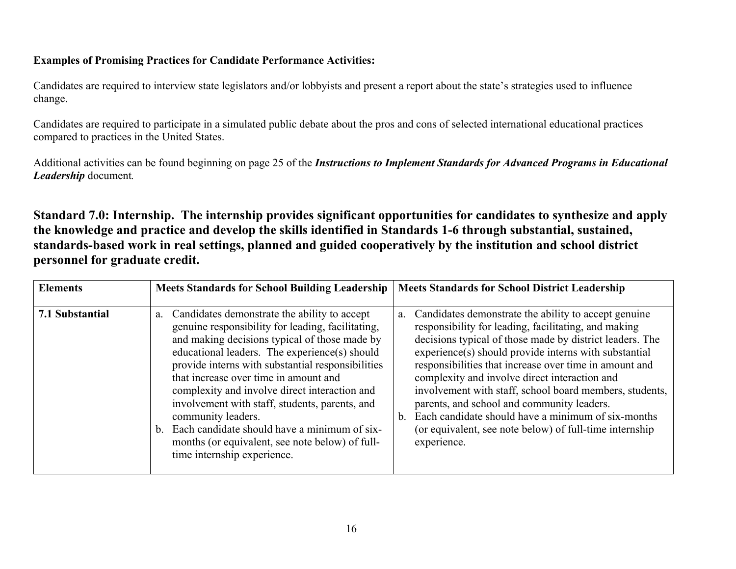**Examples of Promising Practices for Candidate Performance Activities:**

Candidates are required to interview state legislators and/or lobbyists and present a report about the state's strategies used to influence change.

Candidates are required to participate in a simulated public debate about the pros and cons of selected international educational practices compared to practices in the United States.

Additional activities can be found beginning on page 25 of the ***Instructions to Implement Standards for Advanced Programs in Educational Leadership*** document.

## Standard 7.0: Internship. The internship provides significant opportunities for candidates to synthesize and apply the knowledge and practice and develop the skills identified in Standards 1-6 through substantial, sustained, standards-based work in real settings, planned and guided cooperatively by the institution and school district personnel for graduate credit.

| Elements | Meets Standards for School Building Leadership | Meets Standards for School District Leadership |
|---|---|---|
| **7.1 Substantial** | a. Candidates demonstrate the ability to accept genuine responsibility for leading, facilitating, and making decisions typical of those made by educational leaders. The experience(s) should provide interns with substantial responsibilities that increase over time in amount and complexity and involve direct interaction and involvement with staff, students, parents, and community leaders.<br>b. Each candidate should have a minimum of six-months (or equivalent, see note below) of full-time internship experience. | a. Candidates demonstrate the ability to accept genuine responsibility for leading, facilitating, and making decisions typical of those made by district leaders. The experience(s) should provide interns with substantial responsibilities that increase over time in amount and complexity and involve direct interaction and involvement with staff, school board members, students, parents, and school and community leaders.<br>b. Each candidate should have a minimum of six-months (or equivalent, see note below) of full-time internship experience. |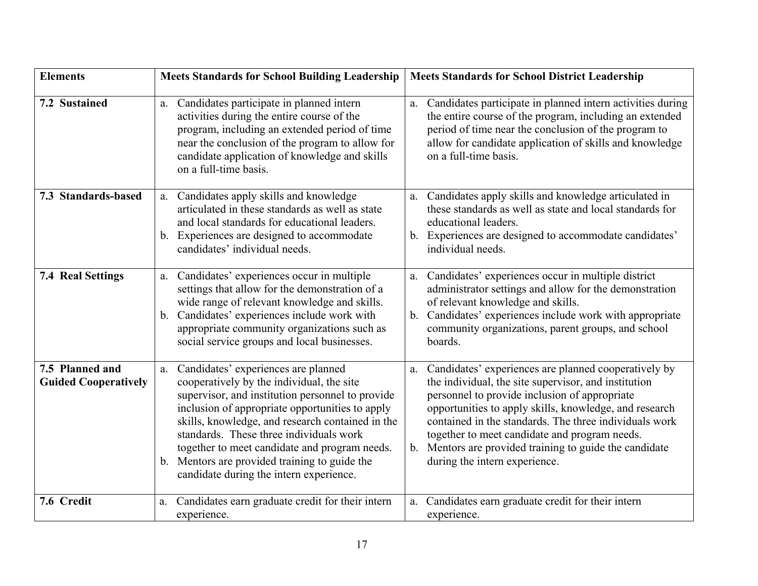| Elements | Meets Standards for School Building Leadership | Meets Standards for School District Leadership |
|---|---|---|
| **7.2 Sustained** | a. Candidates participate in planned intern activities during the entire course of the program, including an extended period of time near the conclusion of the program to allow for candidate application of knowledge and skills on a full-time basis. | a. Candidates participate in planned intern activities during the entire course of the program, including an extended period of time near the conclusion of the program to allow for candidate application of skills and knowledge on a full-time basis. |
| **7.3 Standards-based** | a. Candidates apply skills and knowledge articulated in these standards as well as state and local standards for educational leaders.<br>b. Experiences are designed to accommodate candidates' individual needs. | a. Candidates apply skills and knowledge articulated in these standards as well as state and local standards for educational leaders.<br>b. Experiences are designed to accommodate candidates' individual needs. |
| **7.4 Real Settings** | a. Candidates' experiences occur in multiple settings that allow for the demonstration of a wide range of relevant knowledge and skills.<br>b. Candidates' experiences include work with appropriate community organizations such as social service groups and local businesses. | a. Candidates' experiences occur in multiple district administrator settings and allow for the demonstration of relevant knowledge and skills.<br>b. Candidates' experiences include work with appropriate community organizations, parent groups, and school boards. |
| **7.5 Planned and Guided Cooperatively** | a. Candidates' experiences are planned cooperatively by the individual, the site supervisor, and institution personnel to provide inclusion of appropriate opportunities to apply skills, knowledge, and research contained in the standards. These three individuals work together to meet candidate and program needs.<br>b. Mentors are provided training to guide the candidate during the intern experience. | a. Candidates' experiences are planned cooperatively by the individual, the site supervisor, and institution personnel to provide inclusion of appropriate opportunities to apply skills, knowledge, and research contained in the standards. The three individuals work together to meet candidate and program needs.<br>b. Mentors are provided training to guide the candidate during the intern experience. |
| **7.6 Credit** | a. Candidates earn graduate credit for their intern experience. | a. Candidates earn graduate credit for their intern experience. |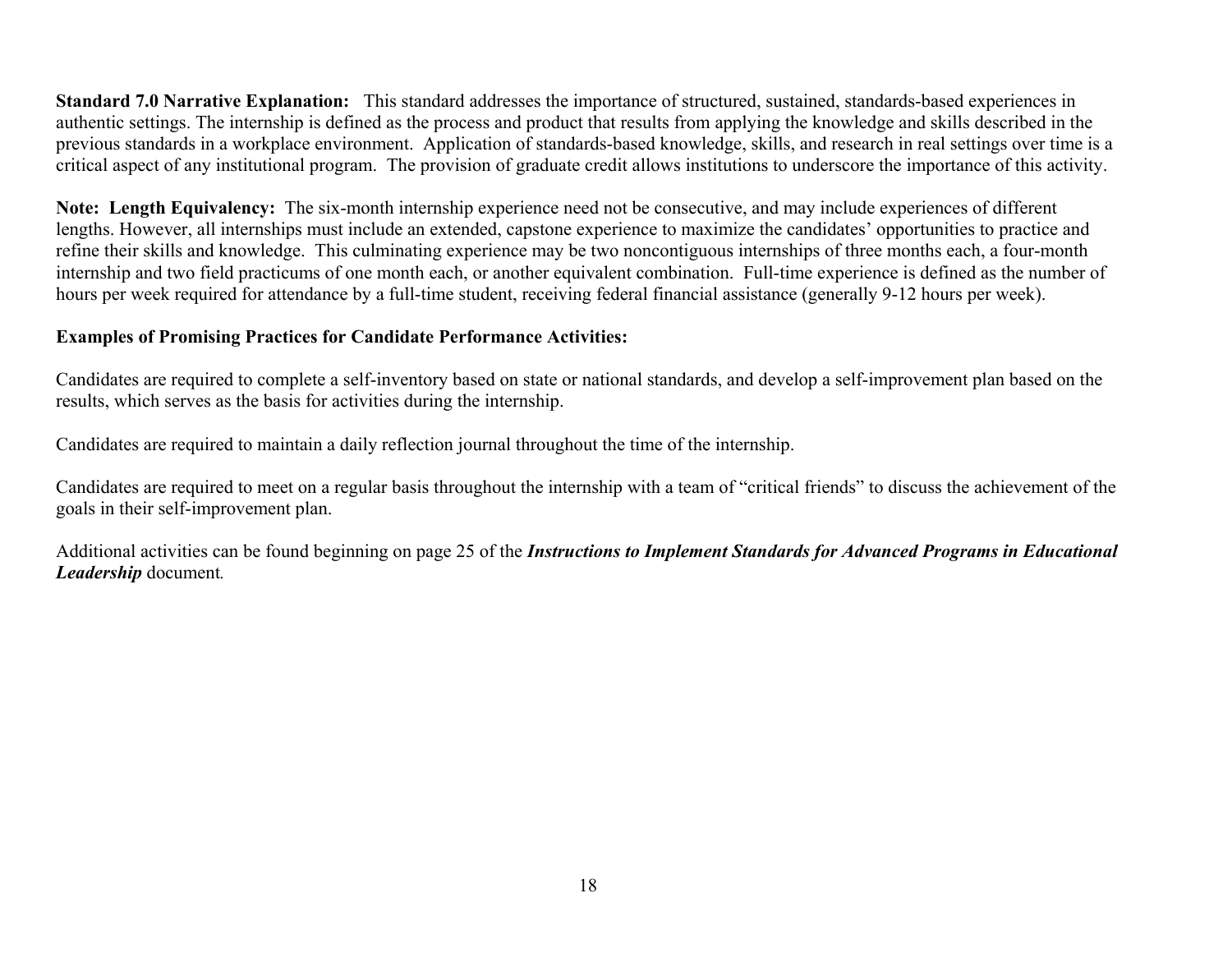**Standard 7.0 Narrative Explanation:** This standard addresses the importance of structured, sustained, standards-based experiences in authentic settings. The internship is defined as the process and product that results from applying the knowledge and skills described in the previous standards in a workplace environment. Application of standards-based knowledge, skills, and research in real settings over time is a critical aspect of any institutional program. The provision of graduate credit allows institutions to underscore the importance of this activity.

**Note: Length Equivalency:** The six-month internship experience need not be consecutive, and may include experiences of different lengths. However, all internships must include an extended, capstone experience to maximize the candidates' opportunities to practice and refine their skills and knowledge. This culminating experience may be two noncontiguous internships of three months each, a four-month internship and two field practicums of one month each, or another equivalent combination. Full-time experience is defined as the number of hours per week required for attendance by a full-time student, receiving federal financial assistance (generally 9-12 hours per week).

**Examples of Promising Practices for Candidate Performance Activities:**

Candidates are required to complete a self-inventory based on state or national standards, and develop a self-improvement plan based on the results, which serves as the basis for activities during the internship.

Candidates are required to maintain a daily reflection journal throughout the time of the internship.

Candidates are required to meet on a regular basis throughout the internship with a team of "critical friends" to discuss the achievement of the goals in their self-improvement plan.

Additional activities can be found beginning on page 25 of the ***Instructions to Implement Standards for Advanced Programs in Educational Leadership*** document.